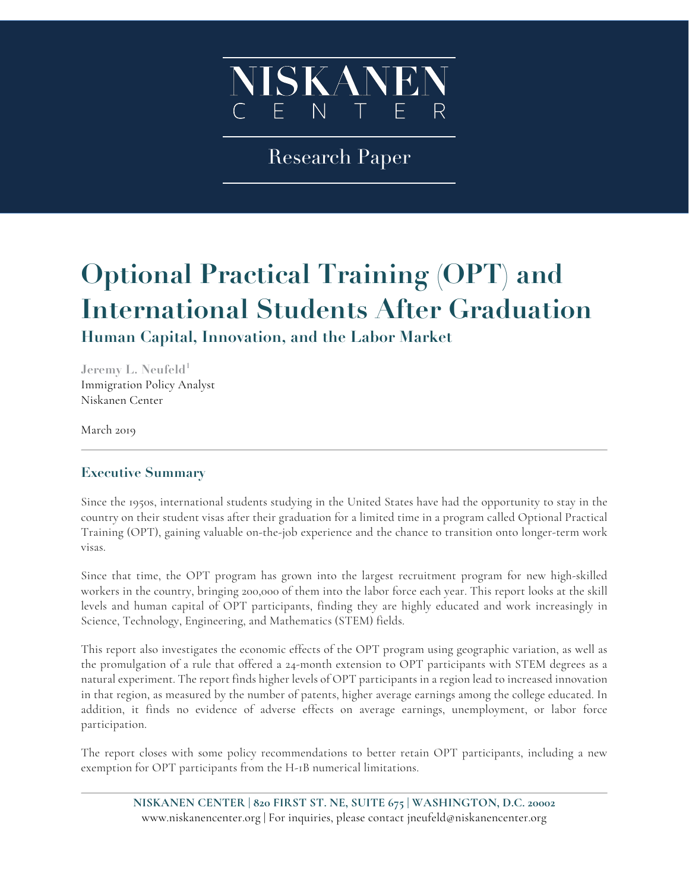NISKANEN CENTER

Research Paper

# Optional Practical Training (OPT) and International Students After Graduation

## Human Capital, Innovation, and the Labor Market

**Jeremy L. Neufeld**[1]
Immigration Policy Analyst
Niskanen Center

March 2019

### Executive Summary

Since the 1950s, international students studying in the United States have had the opportunity to stay in the country on their student visas after their graduation for a limited time in a program called Optional Practical Training (OPT), gaining valuable on-the-job experience and the chance to transition onto longer-term work visas.

Since that time, the OPT program has grown into the largest recruitment program for new high-skilled workers in the country, bringing 200,000 of them into the labor force each year. This report looks at the skill levels and human capital of OPT participants, finding they are highly educated and work increasingly in Science, Technology, Engineering, and Mathematics (STEM) fields.

This report also investigates the economic effects of the OPT program using geographic variation, as well as the promulgation of a rule that offered a 24-month extension to OPT participants with STEM degrees as a natural experiment. The report finds higher levels of OPT participants in a region lead to increased innovation in that region, as measured by the number of patents, higher average earnings among the college educated. In addition, it finds no evidence of adverse effects on average earnings, unemployment, or labor force participation.

The report closes with some policy recommendations to better retain OPT participants, including a new exemption for OPT participants from the H-1B numerical limitations.

NISKANEN CENTER | 820 FIRST ST. NE, SUITE 675 | WASHINGTON, D.C. 20002
www.niskanencenter.org | For inquiries, please contact jneufeld@niskanencenter.org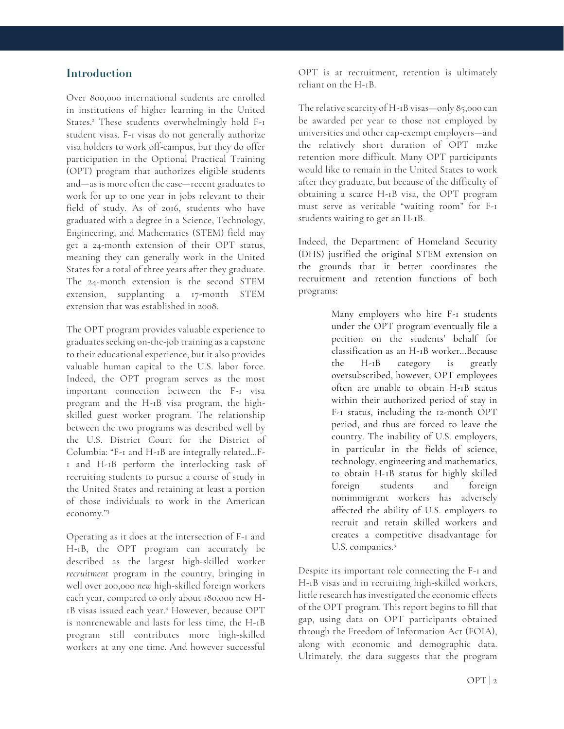## Introduction

Over 800,000 international students are enrolled in institutions of higher learning in the United States.[2] These students overwhelmingly hold F-1 student visas. F-1 visas do not generally authorize visa holders to work off-campus, but they do offer participation in the Optional Practical Training (OPT) program that authorizes eligible students and—as is more often the case—recent graduates to work for up to one year in jobs relevant to their field of study. As of 2016, students who have graduated with a degree in a Science, Technology, Engineering, and Mathematics (STEM) field may get a 24-month extension of their OPT status, meaning they can generally work in the United States for a total of three years after they graduate. The 24-month extension is the second STEM extension, supplanting a 17-month STEM extension that was established in 2008.

The OPT program provides valuable experience to graduates seeking on-the-job training as a capstone to their educational experience, but it also provides valuable human capital to the U.S. labor force. Indeed, the OPT program serves as the most important connection between the F-1 visa program and the H-1B visa program, the high-skilled guest worker program. The relationship between the two programs was described well by the U.S. District Court for the District of Columbia: "F-1 and H-1B are integrally related…F-1 and H-1B perform the interlocking task of recruiting students to pursue a course of study in the United States and retaining at least a portion of those individuals to work in the American economy."[3]

Operating as it does at the intersection of F-1 and H-1B, the OPT program can accurately be described as the largest high-skilled worker *recruitment* program in the country, bringing in well over 200,000 *new* high-skilled foreign workers each year, compared to only about 180,000 new H-1B visas issued each year.[4] However, because OPT is nonrenewable and lasts for less time, the H-1B program still contributes more high-skilled workers at any one time. And however successful OPT is at recruitment, retention is ultimately reliant on the H-1B.

The relative scarcity of H-1B visas—only 85,000 can be awarded per year to those not employed by universities and other cap-exempt employers—and the relatively short duration of OPT make retention more difficult. Many OPT participants would like to remain in the United States to work after they graduate, but because of the difficulty of obtaining a scarce H-1B visa, the OPT program must serve as veritable "waiting room" for F-1 students waiting to get an H-1B.

Indeed, the Department of Homeland Security (DHS) justified the original STEM extension on the grounds that it better coordinates the recruitment and retention functions of both programs:

> Many employers who hire F-1 students under the OPT program eventually file a petition on the students' behalf for classification as an H-1B worker…Because the H-1B category is greatly oversubscribed, however, OPT employees often are unable to obtain H-1B status within their authorized period of stay in F-1 status, including the 12-month OPT period, and thus are forced to leave the country. The inability of U.S. employers, in particular in the fields of science, technology, engineering and mathematics, to obtain H-1B status for highly skilled foreign students and foreign nonimmigrant workers has adversely affected the ability of U.S. employers to recruit and retain skilled workers and creates a competitive disadvantage for U.S. companies.[5]

Despite its important role connecting the F-1 and H-1B visas and in recruiting high-skilled workers, little research has investigated the economic effects of the OPT program. This report begins to fill that gap, using data on OPT participants obtained through the Freedom of Information Act (FOIA), along with economic and demographic data. Ultimately, the data suggests that the program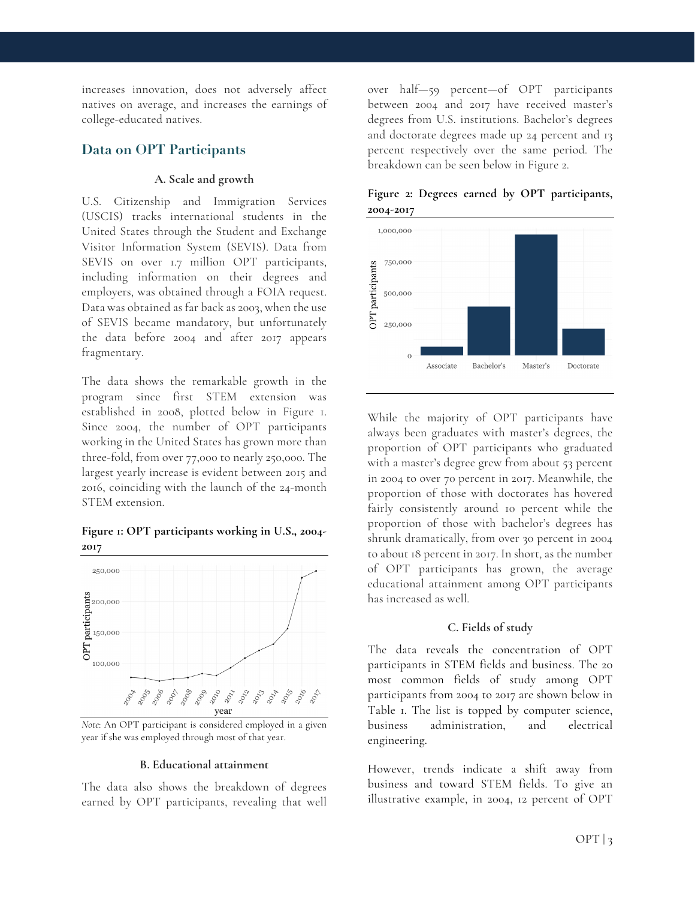increases innovation, does not adversely affect natives on average, and increases the earnings of college-educated natives.

## Data on OPT Participants

### A. Scale and growth

U.S. Citizenship and Immigration Services (USCIS) tracks international students in the United States through the Student and Exchange Visitor Information System (SEVIS). Data from SEVIS on over 1.7 million OPT participants, including information on their degrees and employers, was obtained through a FOIA request. Data was obtained as far back as 2003, when the use of SEVIS became mandatory, but unfortunately the data before 2004 and after 2017 appears fragmentary.

The data shows the remarkable growth in the program since first STEM extension was established in 2008, plotted below in Figure 1. Since 2004, the number of OPT participants working in the United States has grown more than three-fold, from over 77,000 to nearly 250,000. The largest yearly increase is evident between 2015 and 2016, coinciding with the launch of the 24-month STEM extension.

**Figure 1: OPT participants working in U.S., 2004-2017**

*Note*: An OPT participant is considered employed in a given year if she was employed through most of that year.

### B. Educational attainment

The data also shows the breakdown of degrees earned by OPT participants, revealing that well over half—59 percent—of OPT participants between 2004 and 2017 have received master's degrees from U.S. institutions. Bachelor's degrees and doctorate degrees made up 24 percent and 13 percent respectively over the same period. The breakdown can be seen below in Figure 2.

**Figure 2: Degrees earned by OPT participants, 2004-2017**

While the majority of OPT participants have always been graduates with master's degrees, the proportion of OPT participants who graduated with a master's degree grew from about 53 percent in 2004 to over 70 percent in 2017. Meanwhile, the proportion of those with doctorates has hovered fairly consistently around 10 percent while the proportion of those with bachelor's degrees has shrunk dramatically, from over 30 percent in 2004 to about 18 percent in 2017. In short, as the number of OPT participants has grown, the average educational attainment among OPT participants has increased as well.

### C. Fields of study

The data reveals the concentration of OPT participants in STEM fields and business. The 20 most common fields of study among OPT participants from 2004 to 2017 are shown below in Table 1. The list is topped by computer science, business administration, and electrical engineering.

However, trends indicate a shift away from business and toward STEM fields. To give an illustrative example, in 2004, 12 percent of OPT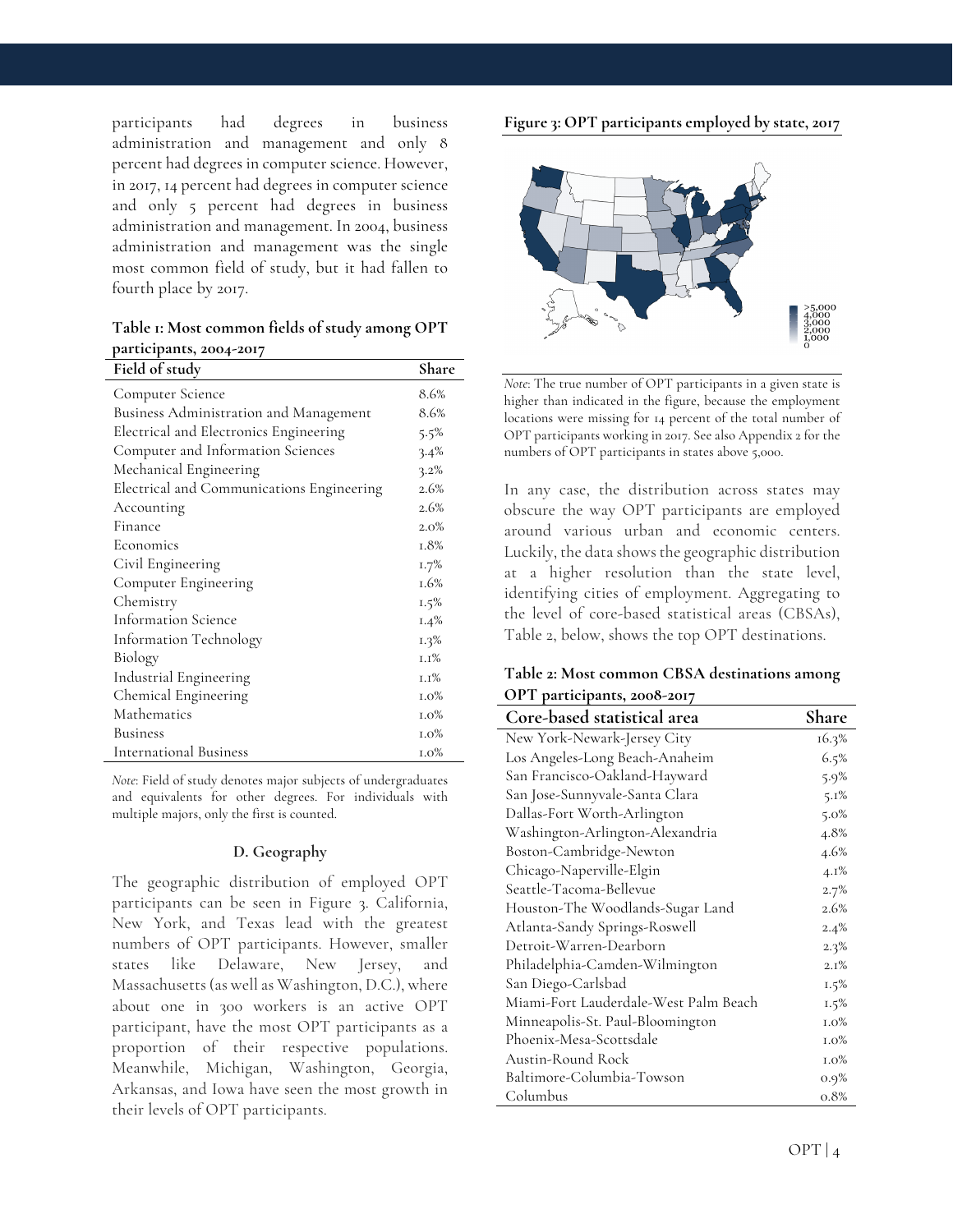participants had degrees in business administration and management and only 8 percent had degrees in computer science. However, in 2017, 14 percent had degrees in computer science and only 5 percent had degrees in business administration and management. In 2004, business administration and management was the single most common field of study, but it had fallen to fourth place by 2017.

**Table 1: Most common fields of study among OPT participants, 2004-2017**

| Field of study | Share |
|---|---|
| Computer Science | 8.6% |
| Business Administration and Management | 8.6% |
| Electrical and Electronics Engineering | 5.5% |
| Computer and Information Sciences | 3.4% |
| Mechanical Engineering | 3.2% |
| Electrical and Communications Engineering | 2.6% |
| Accounting | 2.6% |
| Finance | 2.0% |
| Economics | 1.8% |
| Civil Engineering | 1.7% |
| Computer Engineering | 1.6% |
| Chemistry | 1.5% |
| Information Science | 1.4% |
| Information Technology | 1.3% |
| Biology | 1.1% |
| Industrial Engineering | 1.1% |
| Chemical Engineering | 1.0% |
| Mathematics | 1.0% |
| Business | 1.0% |
| International Business | 1.0% |

*Note*: Field of study denotes major subjects of undergraduates and equivalents for other degrees. For individuals with multiple majors, only the first is counted.

### D. Geography

The geographic distribution of employed OPT participants can be seen in Figure 3. California, New York, and Texas lead with the greatest numbers of OPT participants. However, smaller states like Delaware, New Jersey, and Massachusetts (as well as Washington, D.C.), where about one in 300 workers is an active OPT participant, have the most OPT participants as a proportion of their respective populations. Meanwhile, Michigan, Washington, Georgia, Arkansas, and Iowa have seen the most growth in their levels of OPT participants.

**Figure 3: OPT participants employed by state, 2017**

*Note*: The true number of OPT participants in a given state is higher than indicated in the figure, because the employment locations were missing for 14 percent of the total number of OPT participants working in 2017. See also Appendix 2 for the numbers of OPT participants in states above 5,000.

In any case, the distribution across states may obscure the way OPT participants are employed around various urban and economic centers. Luckily, the data shows the geographic distribution at a higher resolution than the state level, identifying cities of employment. Aggregating to the level of core-based statistical areas (CBSAs), Table 2, below, shows the top OPT destinations.

**Table 2: Most common CBSA destinations among OPT participants, 2008-2017**

| Core-based statistical area | Share |
|---|---|
| New York-Newark-Jersey City | 16.3% |
| Los Angeles-Long Beach-Anaheim | 6.5% |
| San Francisco-Oakland-Hayward | 5.9% |
| San Jose-Sunnyvale-Santa Clara | 5.1% |
| Dallas-Fort Worth-Arlington | 5.0% |
| Washington-Arlington-Alexandria | 4.8% |
| Boston-Cambridge-Newton | 4.6% |
| Chicago-Naperville-Elgin | 4.1% |
| Seattle-Tacoma-Bellevue | 2.7% |
| Houston-The Woodlands-Sugar Land | 2.6% |
| Atlanta-Sandy Springs-Roswell | 2.4% |
| Detroit-Warren-Dearborn | 2.3% |
| Philadelphia-Camden-Wilmington | 2.1% |
| San Diego-Carlsbad | 1.5% |
| Miami-Fort Lauderdale-West Palm Beach | 1.5% |
| Minneapolis-St. Paul-Bloomington | 1.0% |
| Phoenix-Mesa-Scottsdale | 1.0% |
| Austin-Round Rock | 1.0% |
| Baltimore-Columbia-Towson | 0.9% |
| Columbus | 0.8% |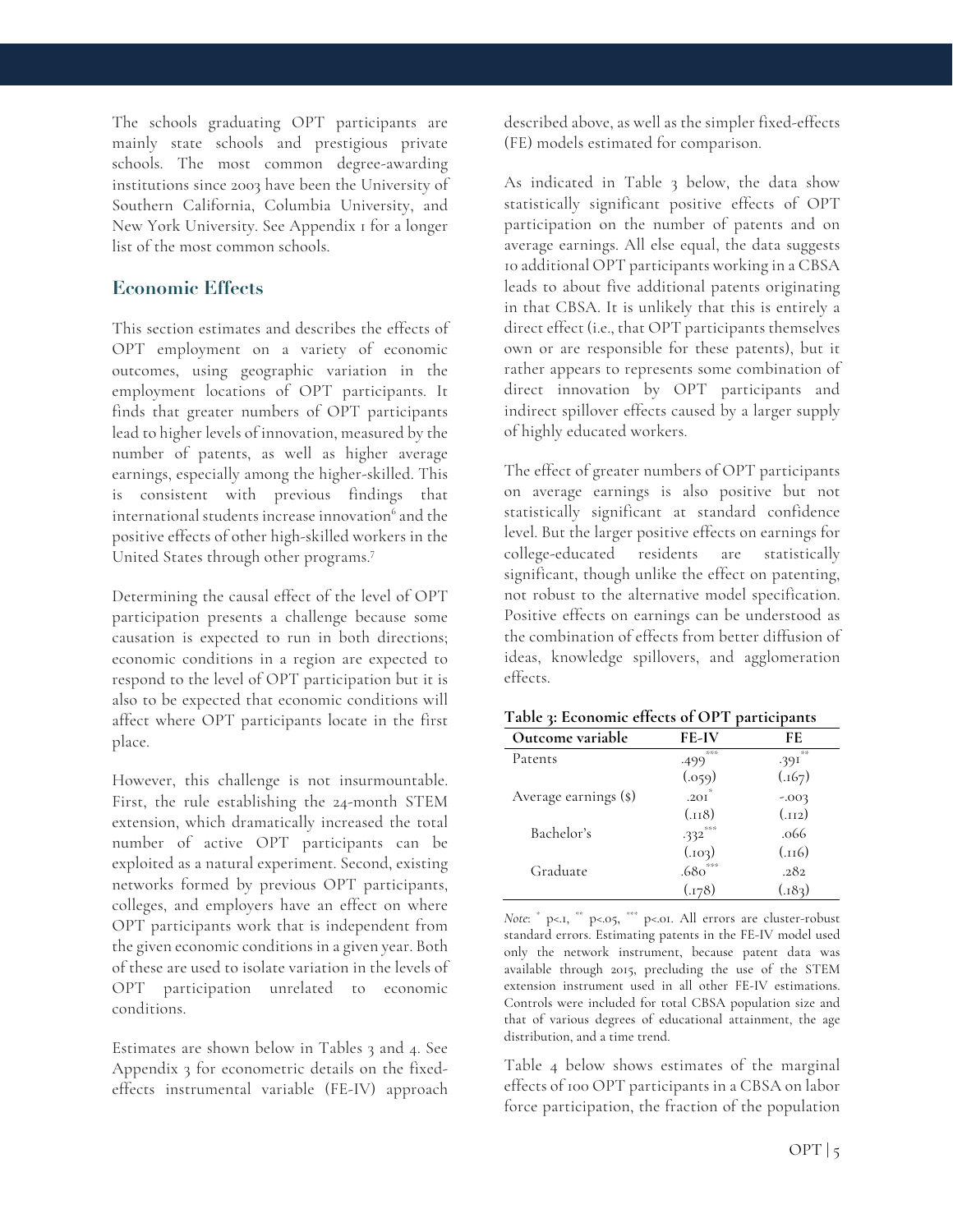The schools graduating OPT participants are mainly state schools and prestigious private schools. The most common degree-awarding institutions since 2003 have been the University of Southern California, Columbia University, and New York University. See Appendix 1 for a longer list of the most common schools.

## Economic Effects

This section estimates and describes the effects of OPT employment on a variety of economic outcomes, using geographic variation in the employment locations of OPT participants. It finds that greater numbers of OPT participants lead to higher levels of innovation, measured by the number of patents, as well as higher average earnings, especially among the higher-skilled. This is consistent with previous findings that international students increase innovation[6] and the positive effects of other high-skilled workers in the United States through other programs.[7]

Determining the causal effect of the level of OPT participation presents a challenge because some causation is expected to run in both directions; economic conditions in a region are expected to respond to the level of OPT participation but it is also to be expected that economic conditions will affect where OPT participants locate in the first place.

However, this challenge is not insurmountable. First, the rule establishing the 24-month STEM extension, which dramatically increased the total number of active OPT participants can be exploited as a natural experiment. Second, existing networks formed by previous OPT participants, colleges, and employers have an effect on where OPT participants work that is independent from the given economic conditions in a given year. Both of these are used to isolate variation in the levels of OPT participation unrelated to economic conditions.

Estimates are shown below in Tables 3 and 4. See Appendix 3 for econometric details on the fixed-effects instrumental variable (FE-IV) approach described above, as well as the simpler fixed-effects (FE) models estimated for comparison.

As indicated in Table 3 below, the data show statistically significant positive effects of OPT participation on the number of patents and on average earnings. All else equal, the data suggests 10 additional OPT participants working in a CBSA leads to about five additional patents originating in that CBSA. It is unlikely that this is entirely a direct effect (i.e., that OPT participants themselves own or are responsible for these patents), but it rather appears to represents some combination of direct innovation by OPT participants and indirect spillover effects caused by a larger supply of highly educated workers.

The effect of greater numbers of OPT participants on average earnings is also positive but not statistically significant at standard confidence level. But the larger positive effects on earnings for college-educated residents are statistically significant, though unlike the effect on patenting, not robust to the alternative model specification. Positive effects on earnings can be understood as the combination of effects from better diffusion of ideas, knowledge spillovers, and agglomeration effects.

**Table 3: Economic effects of OPT participants**

| Outcome variable | FE-IV | FE |
|---|---|---|
| Patents | .499*** | .391** |
| | (.059) | (.167) |
| Average earnings ($) | .201* | -.003 |
| | (.118) | (.112) |
| Bachelor's | .332*** | .066 |
| | (.103) | (.116) |
| Graduate | .680*** | .282 |
| | (.178) | (.183) |

*Note:* * p<.1, ** p<.05, *** p<.01. All errors are cluster-robust standard errors. Estimating patents in the FE-IV model used only the network instrument, because patent data was available through 2015, precluding the use of the STEM extension instrument used in all other FE-IV estimations. Controls were included for total CBSA population size and that of various degrees of educational attainment, the age distribution, and a time trend.

Table 4 below shows estimates of the marginal effects of 100 OPT participants in a CBSA on labor force participation, the fraction of the population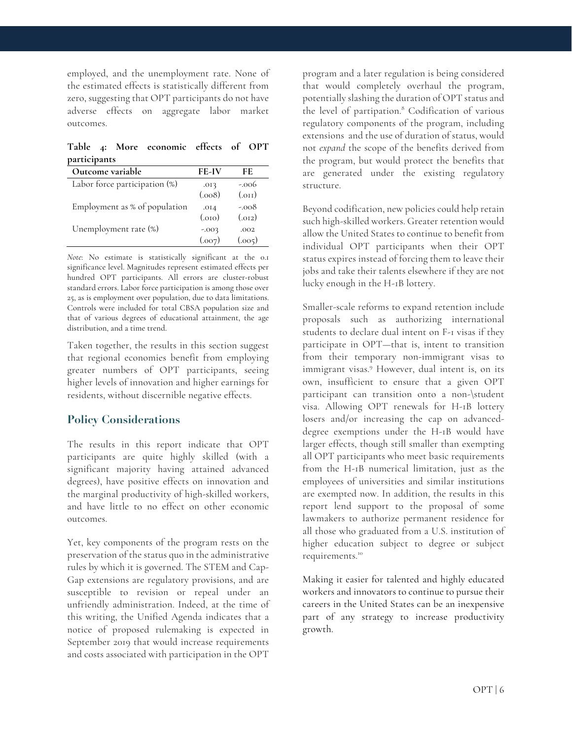employed, and the unemployment rate. None of the estimated effects is statistically different from zero, suggesting that OPT participants do not have adverse effects on aggregate labor market outcomes.

**Table 4: More economic effects of OPT participants**

| Outcome variable | FE-IV | FE |
|---|---|---|
| Labor force participation (%) | .013 | -.006 |
| | (.008) | (.011) |
| Employment as % of population | .014 | -.008 |
| | (.010) | (.012) |
| Unemployment rate (%) | -.003 | .002 |
| | (.007) | (.005) |

*Note*: No estimate is statistically significant at the 0.1 significance level. Magnitudes represent estimated effects per hundred OPT participants. All errors are cluster-robust standard errors. Labor force participation is among those over 25, as is employment over population, due to data limitations. Controls were included for total CBSA population size and that of various degrees of educational attainment, the age distribution, and a time trend.

Taken together, the results in this section suggest that regional economies benefit from employing greater numbers of OPT participants, seeing higher levels of innovation and higher earnings for residents, without discernible negative effects.

## Policy Considerations

The results in this report indicate that OPT participants are quite highly skilled (with a significant majority having attained advanced degrees), have positive effects on innovation and the marginal productivity of high-skilled workers, and have little to no effect on other economic outcomes.

Yet, key components of the program rests on the preservation of the status quo in the administrative rules by which it is governed. The STEM and Cap-Gap extensions are regulatory provisions, and are susceptible to revision or repeal under an unfriendly administration. Indeed, at the time of this writing, the Unified Agenda indicates that a notice of proposed rulemaking is expected in September 2019 that would increase requirements and costs associated with participation in the OPT program and a later regulation is being considered that would completely overhaul the program, potentially slashing the duration of OPT status and the level of partipation.[8] Codification of various regulatory components of the program, including extensions and the use of duration of status, would not *expand* the scope of the benefits derived from the program, but would protect the benefits that are generated under the existing regulatory structure.

Beyond codification, new policies could help retain such high-skilled workers. Greater retention would allow the United States to continue to benefit from individual OPT participants when their OPT status expires instead of forcing them to leave their jobs and take their talents elsewhere if they are not lucky enough in the H-1B lottery.

Smaller-scale reforms to expand retention include proposals such as authorizing international students to declare dual intent on F-1 visas if they participate in OPT—that is, intent to transition from their temporary non-immigrant visas to immigrant visas.[9] However, dual intent is, on its own, insufficient to ensure that a given OPT participant can transition onto a non-\student visa. Allowing OPT renewals for H-1B lottery losers and/or increasing the cap on advanced-degree exemptions under the H-1B would have larger effects, though still smaller than exempting all OPT participants who meet basic requirements from the H-1B numerical limitation, just as the employees of universities and similar institutions are exempted now. In addition, the results in this report lend support to the proposal of some lawmakers to authorize permanent residence for all those who graduated from a U.S. institution of higher education subject to degree or subject requirements.[10]

Making it easier for talented and highly educated workers and innovators to continue to pursue their careers in the United States can be an inexpensive part of any strategy to increase productivity growth.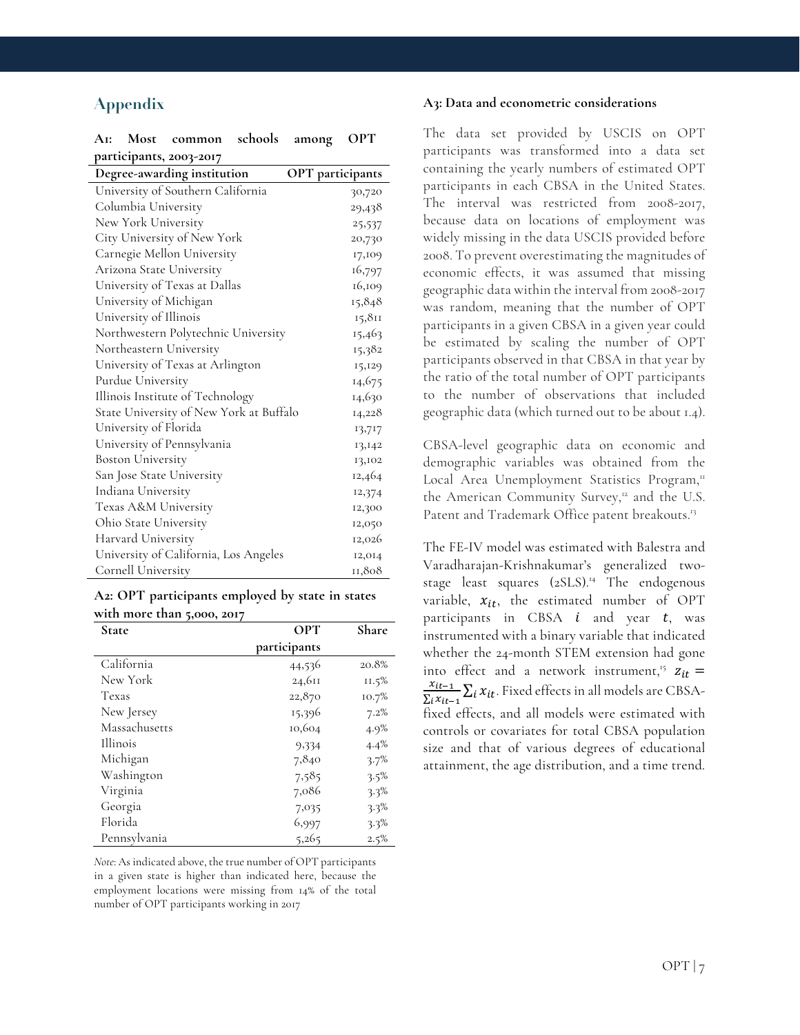## Appendix

### A1: Most common schools among OPT participants, 2003-2017

| Degree-awarding institution | OPT participants |
|---|---|
| University of Southern California | 30,720 |
| Columbia University | 29,438 |
| New York University | 25,537 |
| City University of New York | 20,730 |
| Carnegie Mellon University | 17,109 |
| Arizona State University | 16,797 |
| University of Texas at Dallas | 16,109 |
| University of Michigan | 15,848 |
| University of Illinois | 15,811 |
| Northwestern Polytechnic University | 15,463 |
| Northeastern University | 15,382 |
| University of Texas at Arlington | 15,129 |
| Purdue University | 14,675 |
| Illinois Institute of Technology | 14,630 |
| State University of New York at Buffalo | 14,228 |
| University of Florida | 13,717 |
| University of Pennsylvania | 13,142 |
| Boston University | 13,102 |
| San Jose State University | 12,464 |
| Indiana University | 12,374 |
| Texas A&M University | 12,300 |
| Ohio State University | 12,050 |
| Harvard University | 12,026 |
| University of California, Los Angeles | 12,014 |
| Cornell University | 11,808 |

### A2: OPT participants employed by state in states with more than 5,000, 2017

| State | OPT participants | Share |
|---|---|---|
| California | 44,536 | 20.8% |
| New York | 24,611 | 11.5% |
| Texas | 22,870 | 10.7% |
| New Jersey | 15,396 | 7.2% |
| Massachusetts | 10,604 | 4.9% |
| Illinois | 9,334 | 4.4% |
| Michigan | 7,840 | 3.7% |
| Washington | 7,585 | 3.5% |
| Virginia | 7,086 | 3.3% |
| Georgia | 7,035 | 3.3% |
| Florida | 6,997 | 3.3% |
| Pennsylvania | 5,265 | 2.5% |

*Note*: As indicated above, the true number of OPT participants in a given state is higher than indicated here, because the employment locations were missing from 14% of the total number of OPT participants working in 2017

### A3: Data and econometric considerations

The data set provided by USCIS on OPT participants was transformed into a data set containing the yearly numbers of estimated OPT participants in each CBSA in the United States. The interval was restricted from 2008-2017, because data on locations of employment was widely missing in the data USCIS provided before 2008. To prevent overestimating the magnitudes of economic effects, it was assumed that missing geographic data within the interval from 2008-2017 was random, meaning that the number of OPT participants in a given CBSA in a given year could be estimated by scaling the number of OPT participants observed in that CBSA in that year by the ratio of the total number of OPT participants to the number of observations that included geographic data (which turned out to be about 1.4).

CBSA-level geographic data on economic and demographic variables was obtained from the Local Area Unemployment Statistics Program,[11] the American Community Survey,[12] and the U.S. Patent and Trademark Office patent breakouts.[13]

The FE-IV model was estimated with Balestra and Varadharajan-Krishnakumar's generalized two-stage least squares (2SLS).[14] The endogenous variable, $x_{it}$, the estimated number of OPT participants in CBSA $i$ and year $t$, was instrumented with a binary variable that indicated whether the 24-month STEM extension had gone into effect and a network instrument,[15] $z_{it} = \frac{x_{it-1}}{\sum_i x_{it-1}} \sum_i x_{it}$. Fixed effects in all models are CBSA-fixed effects, and all models were estimated with controls or covariates for total CBSA population size and that of various degrees of educational attainment, the age distribution, and a time trend.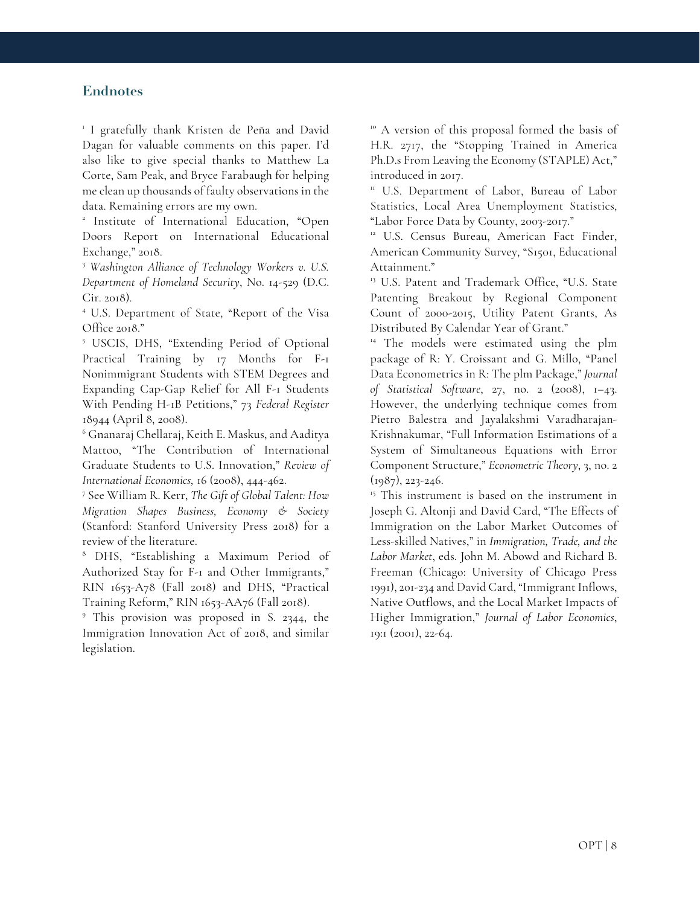## Endnotes

[1] I gratefully thank Kristen de Peña and David Dagan for valuable comments on this paper. I'd also like to give special thanks to Matthew La Corte, Sam Peak, and Bryce Farabaugh for helping me clean up thousands of faulty observations in the data. Remaining errors are my own.

[2] Institute of International Education, "Open Doors Report on International Educational Exchange," 2018.

[3] *Washington Alliance of Technology Workers v. U.S. Department of Homeland Security*, No. 14-529 (D.C. Cir. 2018).

[4] U.S. Department of State, "Report of the Visa Office 2018."

[5] USCIS, DHS, "Extending Period of Optional Practical Training by 17 Months for F-1 Nonimmigrant Students with STEM Degrees and Expanding Cap-Gap Relief for All F-1 Students With Pending H-1B Petitions," 73 *Federal Register* 18944 (April 8, 2008).

[6] Gnanaraj Chellaraj, Keith E. Maskus, and Aaditya Mattoo, "The Contribution of International Graduate Students to U.S. Innovation," *Review of International Economics,* 16 (2008), 444-462.

[7] See William R. Kerr, *The Gift of Global Talent: How Migration Shapes Business, Economy & Society* (Stanford: Stanford University Press 2018) for a review of the literature.

[8] DHS, "Establishing a Maximum Period of Authorized Stay for F-1 and Other Immigrants," RIN 1653-A78 (Fall 2018) and DHS, "Practical Training Reform," RIN 1653-AA76 (Fall 2018).

[9] This provision was proposed in S. 2344, the Immigration Innovation Act of 2018, and similar legislation.

[10] A version of this proposal formed the basis of H.R. 2717, the "Stopping Trained in America Ph.D.s From Leaving the Economy (STAPLE) Act," introduced in 2017.

[11] U.S. Department of Labor, Bureau of Labor Statistics, Local Area Unemployment Statistics, "Labor Force Data by County, 2003-2017."

[12] U.S. Census Bureau, American Fact Finder, American Community Survey, "S1501, Educational Attainment."

[13] U.S. Patent and Trademark Office, "U.S. State Patenting Breakout by Regional Component Count of 2000-2015, Utility Patent Grants, As Distributed By Calendar Year of Grant."

[14] The models were estimated using the plm package of R: Y. Croissant and G. Millo, "Panel Data Econometrics in R: The plm Package," *Journal of Statistical Software*, 27, no. 2 (2008), 1–43. However, the underlying technique comes from Pietro Balestra and Jayalakshmi Varadharajan-Krishnakumar, "Full Information Estimations of a System of Simultaneous Equations with Error Component Structure," *Econometric Theory*, 3, no. 2 (1987), 223-246.

[15] This instrument is based on the instrument in Joseph G. Altonji and David Card, "The Effects of Immigration on the Labor Market Outcomes of Less-skilled Natives," in *Immigration, Trade, and the Labor Market*, eds. John M. Abowd and Richard B. Freeman (Chicago: University of Chicago Press 1991), 201-234 and David Card, "Immigrant Inflows, Native Outflows, and the Local Market Impacts of Higher Immigration," *Journal of Labor Economics*, 19:1 (2001), 22-64.